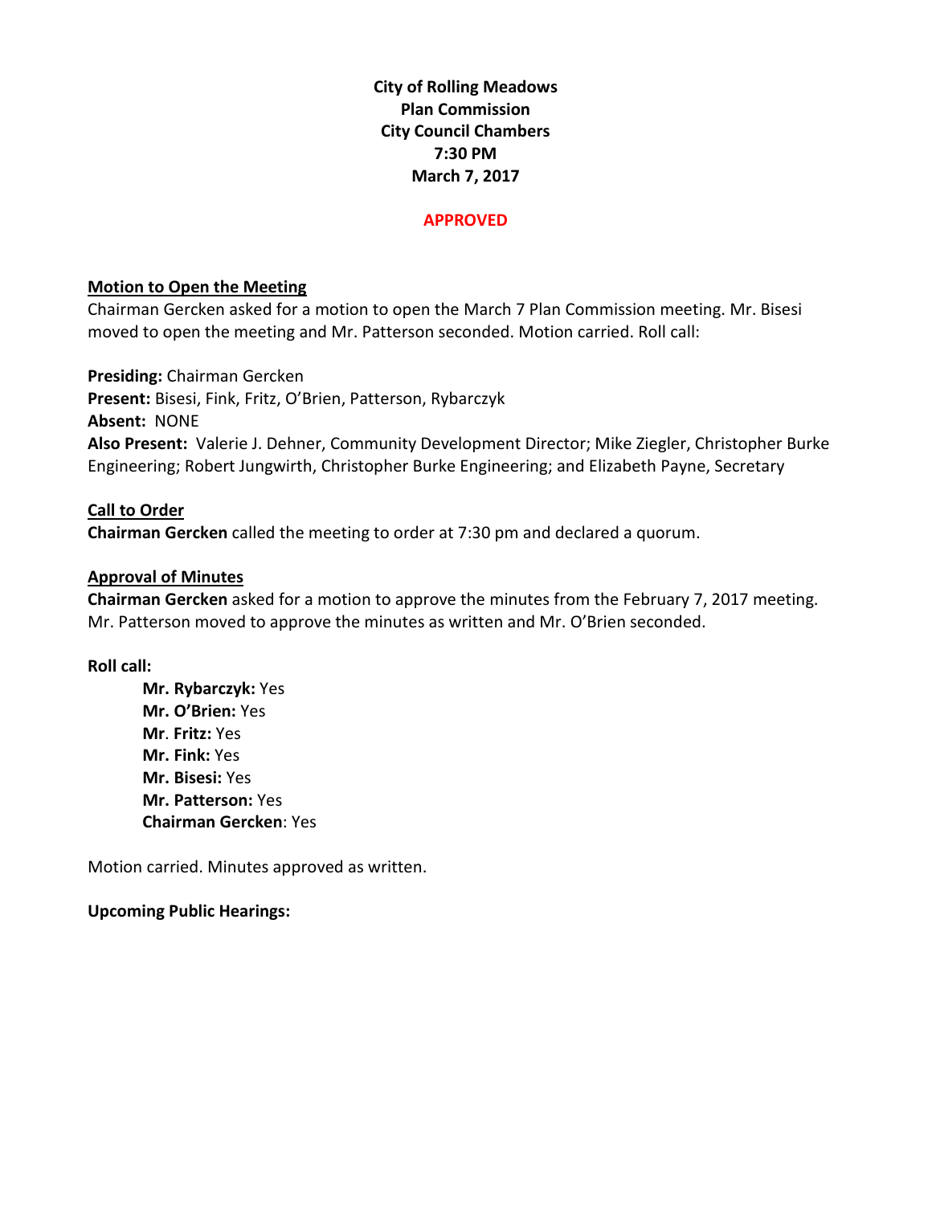**City of Rolling Meadows**
**Plan Commission**
**City Council Chambers**
**7:30 PM**
**March 7, 2017**

**APPROVED**

**Motion to Open the Meeting**

Chairman Gercken asked for a motion to open the March 7 Plan Commission meeting. Mr. Bisesi moved to open the meeting and Mr. Patterson seconded. Motion carried. Roll call:

**Presiding:** Chairman Gercken
**Present:** Bisesi, Fink, Fritz, O'Brien, Patterson, Rybarczyk
**Absent:** NONE
**Also Present:** Valerie J. Dehner, Community Development Director; Mike Ziegler, Christopher Burke Engineering; Robert Jungwirth, Christopher Burke Engineering; and Elizabeth Payne, Secretary

**Call to Order**

**Chairman Gercken** called the meeting to order at 7:30 pm and declared a quorum.

**Approval of Minutes**

**Chairman Gercken** asked for a motion to approve the minutes from the February 7, 2017 meeting. Mr. Patterson moved to approve the minutes as written and Mr. O'Brien seconded.

**Roll call:**

- **Mr. Rybarczyk:** Yes
- **Mr. O'Brien:** Yes
- **Mr. Fritz:** Yes
- **Mr. Fink:** Yes
- **Mr. Bisesi:** Yes
- **Mr. Patterson:** Yes
- **Chairman Gercken**: Yes

Motion carried. Minutes approved as written.

**Upcoming Public Hearings:**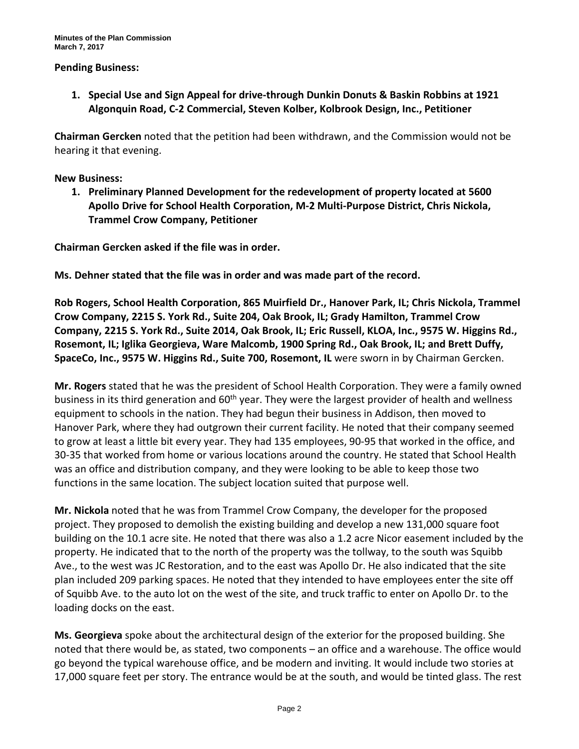**Pending Business:**

1. **Special Use and Sign Appeal for drive-through Dunkin Donuts & Baskin Robbins at 1921 Algonquin Road, C-2 Commercial, Steven Kolber, Kolbrook Design, Inc., Petitioner**

**Chairman Gercken** noted that the petition had been withdrawn, and the Commission would not be hearing it that evening.

**New Business:**

1. **Preliminary Planned Development for the redevelopment of property located at 5600 Apollo Drive for School Health Corporation, M-2 Multi-Purpose District, Chris Nickola, Trammel Crow Company, Petitioner**

**Chairman Gercken asked if the file was in order.**

**Ms. Dehner stated that the file was in order and was made part of the record.**

**Rob Rogers, School Health Corporation, 865 Muirfield Dr., Hanover Park, IL; Chris Nickola, Trammel Crow Company, 2215 S. York Rd., Suite 204, Oak Brook, IL; Grady Hamilton, Trammel Crow Company, 2215 S. York Rd., Suite 2014, Oak Brook, IL; Eric Russell, KLOA, Inc., 9575 W. Higgins Rd., Rosemont, IL; Iglika Georgieva, Ware Malcomb, 1900 Spring Rd., Oak Brook, IL; and Brett Duffy, SpaceCo, Inc., 9575 W. Higgins Rd., Suite 700, Rosemont, IL** were sworn in by Chairman Gercken.

**Mr. Rogers** stated that he was the president of School Health Corporation. They were a family owned business in its third generation and 60th year. They were the largest provider of health and wellness equipment to schools in the nation. They had begun their business in Addison, then moved to Hanover Park, where they had outgrown their current facility. He noted that their company seemed to grow at least a little bit every year. They had 135 employees, 90-95 that worked in the office, and 30-35 that worked from home or various locations around the country. He stated that School Health was an office and distribution company, and they were looking to be able to keep those two functions in the same location. The subject location suited that purpose well.

**Mr. Nickola** noted that he was from Trammel Crow Company, the developer for the proposed project. They proposed to demolish the existing building and develop a new 131,000 square foot building on the 10.1 acre site. He noted that there was also a 1.2 acre Nicor easement included by the property. He indicated that to the north of the property was the tollway, to the south was Squibb Ave., to the west was JC Restoration, and to the east was Apollo Dr. He also indicated that the site plan included 209 parking spaces. He noted that they intended to have employees enter the site off of Squibb Ave. to the auto lot on the west of the site, and truck traffic to enter on Apollo Dr. to the loading docks on the east.

**Ms. Georgieva** spoke about the architectural design of the exterior for the proposed building. She noted that there would be, as stated, two components – an office and a warehouse. The office would go beyond the typical warehouse office, and be modern and inviting. It would include two stories at 17,000 square feet per story. The entrance would be at the south, and would be tinted glass. The rest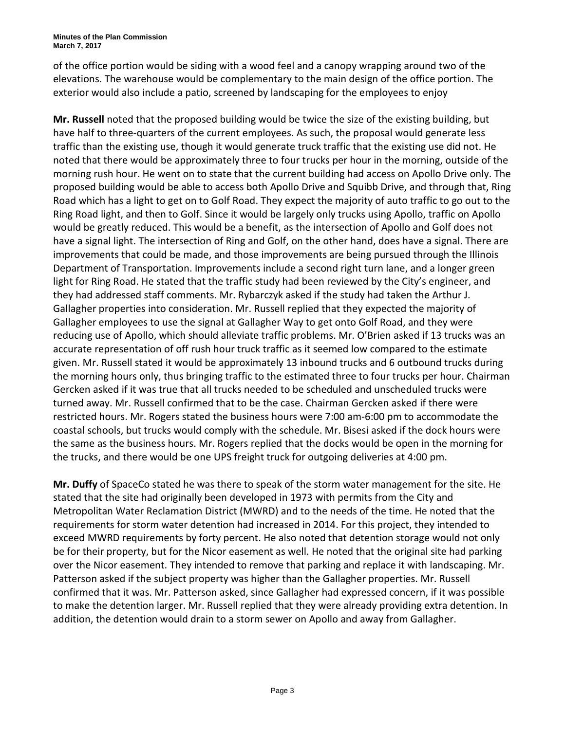of the office portion would be siding with a wood feel and a canopy wrapping around two of the elevations. The warehouse would be complementary to the main design of the office portion. The exterior would also include a patio, screened by landscaping for the employees to enjoy

**Mr. Russell** noted that the proposed building would be twice the size of the existing building, but have half to three-quarters of the current employees. As such, the proposal would generate less traffic than the existing use, though it would generate truck traffic that the existing use did not. He noted that there would be approximately three to four trucks per hour in the morning, outside of the morning rush hour. He went on to state that the current building had access on Apollo Drive only. The proposed building would be able to access both Apollo Drive and Squibb Drive, and through that, Ring Road which has a light to get on to Golf Road. They expect the majority of auto traffic to go out to the Ring Road light, and then to Golf. Since it would be largely only trucks using Apollo, traffic on Apollo would be greatly reduced. This would be a benefit, as the intersection of Apollo and Golf does not have a signal light. The intersection of Ring and Golf, on the other hand, does have a signal. There are improvements that could be made, and those improvements are being pursued through the Illinois Department of Transportation. Improvements include a second right turn lane, and a longer green light for Ring Road. He stated that the traffic study had been reviewed by the City's engineer, and they had addressed staff comments. Mr. Rybarczyk asked if the study had taken the Arthur J. Gallagher properties into consideration. Mr. Russell replied that they expected the majority of Gallagher employees to use the signal at Gallagher Way to get onto Golf Road, and they were reducing use of Apollo, which should alleviate traffic problems. Mr. O'Brien asked if 13 trucks was an accurate representation of off rush hour truck traffic as it seemed low compared to the estimate given. Mr. Russell stated it would be approximately 13 inbound trucks and 6 outbound trucks during the morning hours only, thus bringing traffic to the estimated three to four trucks per hour. Chairman Gercken asked if it was true that all trucks needed to be scheduled and unscheduled trucks were turned away. Mr. Russell confirmed that to be the case. Chairman Gercken asked if there were restricted hours. Mr. Rogers stated the business hours were 7:00 am-6:00 pm to accommodate the coastal schools, but trucks would comply with the schedule. Mr. Bisesi asked if the dock hours were the same as the business hours. Mr. Rogers replied that the docks would be open in the morning for the trucks, and there would be one UPS freight truck for outgoing deliveries at 4:00 pm.

**Mr. Duffy** of SpaceCo stated he was there to speak of the storm water management for the site. He stated that the site had originally been developed in 1973 with permits from the City and Metropolitan Water Reclamation District (MWRD) and to the needs of the time. He noted that the requirements for storm water detention had increased in 2014. For this project, they intended to exceed MWRD requirements by forty percent. He also noted that detention storage would not only be for their property, but for the Nicor easement as well. He noted that the original site had parking over the Nicor easement. They intended to remove that parking and replace it with landscaping. Mr. Patterson asked if the subject property was higher than the Gallagher properties. Mr. Russell confirmed that it was. Mr. Patterson asked, since Gallagher had expressed concern, if it was possible to make the detention larger. Mr. Russell replied that they were already providing extra detention. In addition, the detention would drain to a storm sewer on Apollo and away from Gallagher.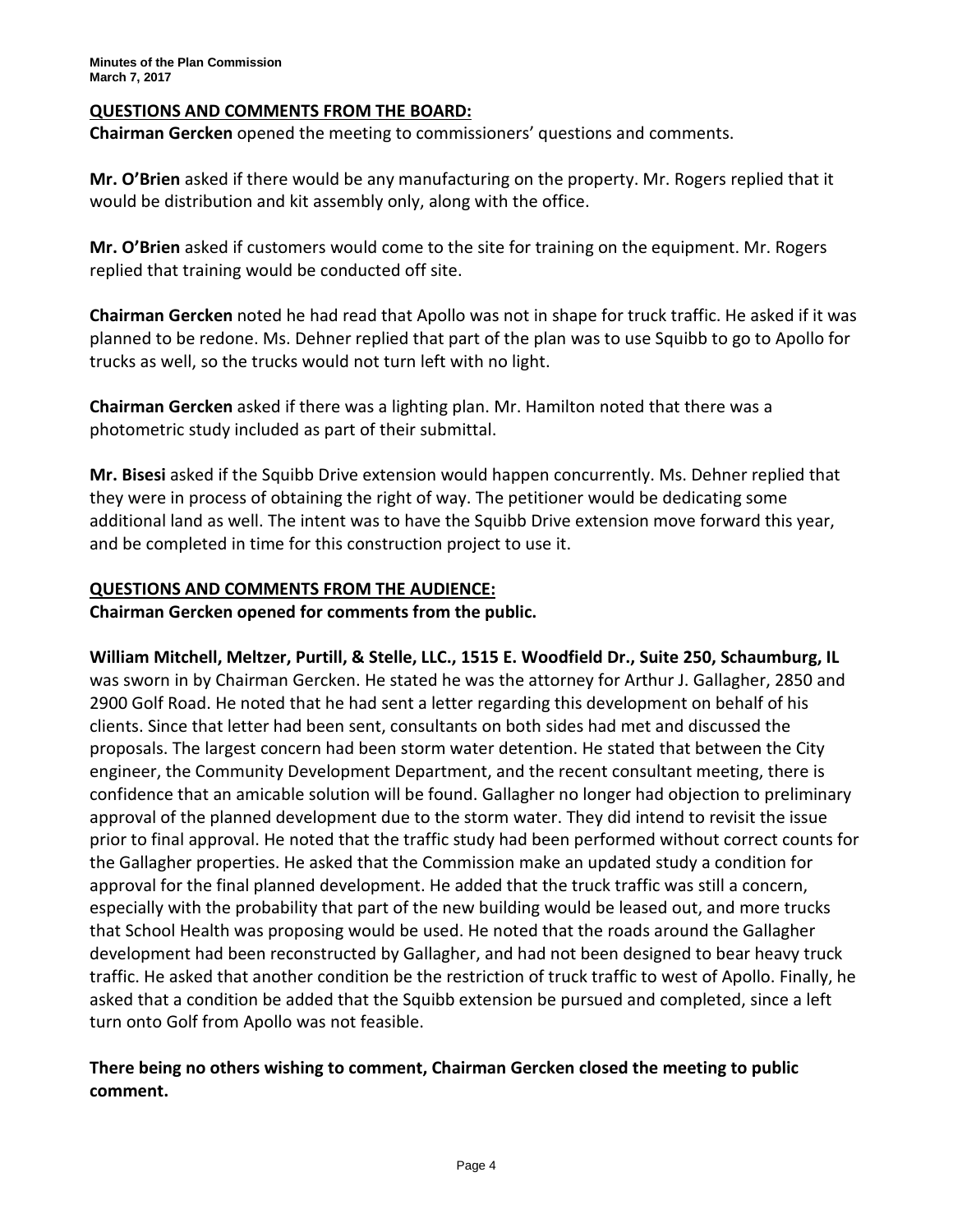**QUESTIONS AND COMMENTS FROM THE BOARD:**

**Chairman Gercken** opened the meeting to commissioners' questions and comments.

**Mr. O'Brien** asked if there would be any manufacturing on the property. Mr. Rogers replied that it would be distribution and kit assembly only, along with the office.

**Mr. O'Brien** asked if customers would come to the site for training on the equipment. Mr. Rogers replied that training would be conducted off site.

**Chairman Gercken** noted he had read that Apollo was not in shape for truck traffic. He asked if it was planned to be redone. Ms. Dehner replied that part of the plan was to use Squibb to go to Apollo for trucks as well, so the trucks would not turn left with no light.

**Chairman Gercken** asked if there was a lighting plan. Mr. Hamilton noted that there was a photometric study included as part of their submittal.

**Mr. Bisesi** asked if the Squibb Drive extension would happen concurrently. Ms. Dehner replied that they were in process of obtaining the right of way. The petitioner would be dedicating some additional land as well. The intent was to have the Squibb Drive extension move forward this year, and be completed in time for this construction project to use it.

**QUESTIONS AND COMMENTS FROM THE AUDIENCE:**

**Chairman Gercken opened for comments from the public.**

**William Mitchell, Meltzer, Purtill, & Stelle, LLC., 1515 E. Woodfield Dr., Suite 250, Schaumburg, IL** was sworn in by Chairman Gercken. He stated he was the attorney for Arthur J. Gallagher, 2850 and 2900 Golf Road. He noted that he had sent a letter regarding this development on behalf of his clients. Since that letter had been sent, consultants on both sides had met and discussed the proposals. The largest concern had been storm water detention. He stated that between the City engineer, the Community Development Department, and the recent consultant meeting, there is confidence that an amicable solution will be found. Gallagher no longer had objection to preliminary approval of the planned development due to the storm water. They did intend to revisit the issue prior to final approval. He noted that the traffic study had been performed without correct counts for the Gallagher properties. He asked that the Commission make an updated study a condition for approval for the final planned development. He added that the truck traffic was still a concern, especially with the probability that part of the new building would be leased out, and more trucks that School Health was proposing would be used. He noted that the roads around the Gallagher development had been reconstructed by Gallagher, and had not been designed to bear heavy truck traffic. He asked that another condition be the restriction of truck traffic to west of Apollo. Finally, he asked that a condition be added that the Squibb extension be pursued and completed, since a left turn onto Golf from Apollo was not feasible.

**There being no others wishing to comment, Chairman Gercken closed the meeting to public comment.**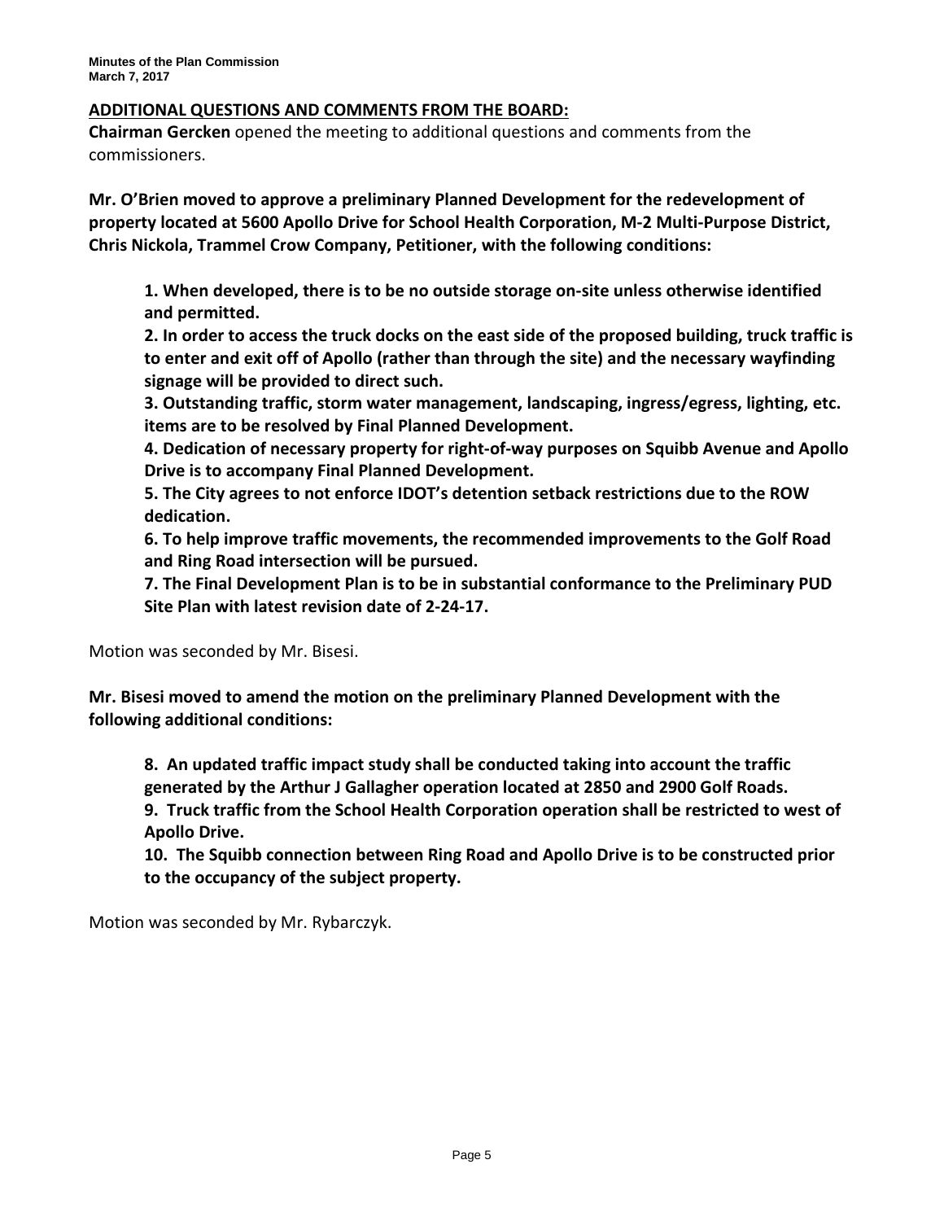## ADDITIONAL QUESTIONS AND COMMENTS FROM THE BOARD:

**Chairman Gercken** opened the meeting to additional questions and comments from the commissioners.

**Mr. O'Brien moved to approve a preliminary Planned Development for the redevelopment of property located at 5600 Apollo Drive for School Health Corporation, M-2 Multi-Purpose District, Chris Nickola, Trammel Crow Company, Petitioner, with the following conditions:**

> **1. When developed, there is to be no outside storage on-site unless otherwise identified and permitted.**
>
> **2. In order to access the truck docks on the east side of the proposed building, truck traffic is to enter and exit off of Apollo (rather than through the site) and the necessary wayfinding signage will be provided to direct such.**
>
> **3. Outstanding traffic, storm water management, landscaping, ingress/egress, lighting, etc. items are to be resolved by Final Planned Development.**
>
> **4. Dedication of necessary property for right-of-way purposes on Squibb Avenue and Apollo Drive is to accompany Final Planned Development.**
>
> **5. The City agrees to not enforce IDOT's detention setback restrictions due to the ROW dedication.**
>
> **6. To help improve traffic movements, the recommended improvements to the Golf Road and Ring Road intersection will be pursued.**
>
> **7. The Final Development Plan is to be in substantial conformance to the Preliminary PUD Site Plan with latest revision date of 2-24-17.**

Motion was seconded by Mr. Bisesi.

**Mr. Bisesi moved to amend the motion on the preliminary Planned Development with the following additional conditions:**

> **8. An updated traffic impact study shall be conducted taking into account the traffic generated by the Arthur J Gallagher operation located at 2850 and 2900 Golf Roads.**
>
> **9. Truck traffic from the School Health Corporation operation shall be restricted to west of Apollo Drive.**
>
> **10. The Squibb connection between Ring Road and Apollo Drive is to be constructed prior to the occupancy of the subject property.**

Motion was seconded by Mr. Rybarczyk.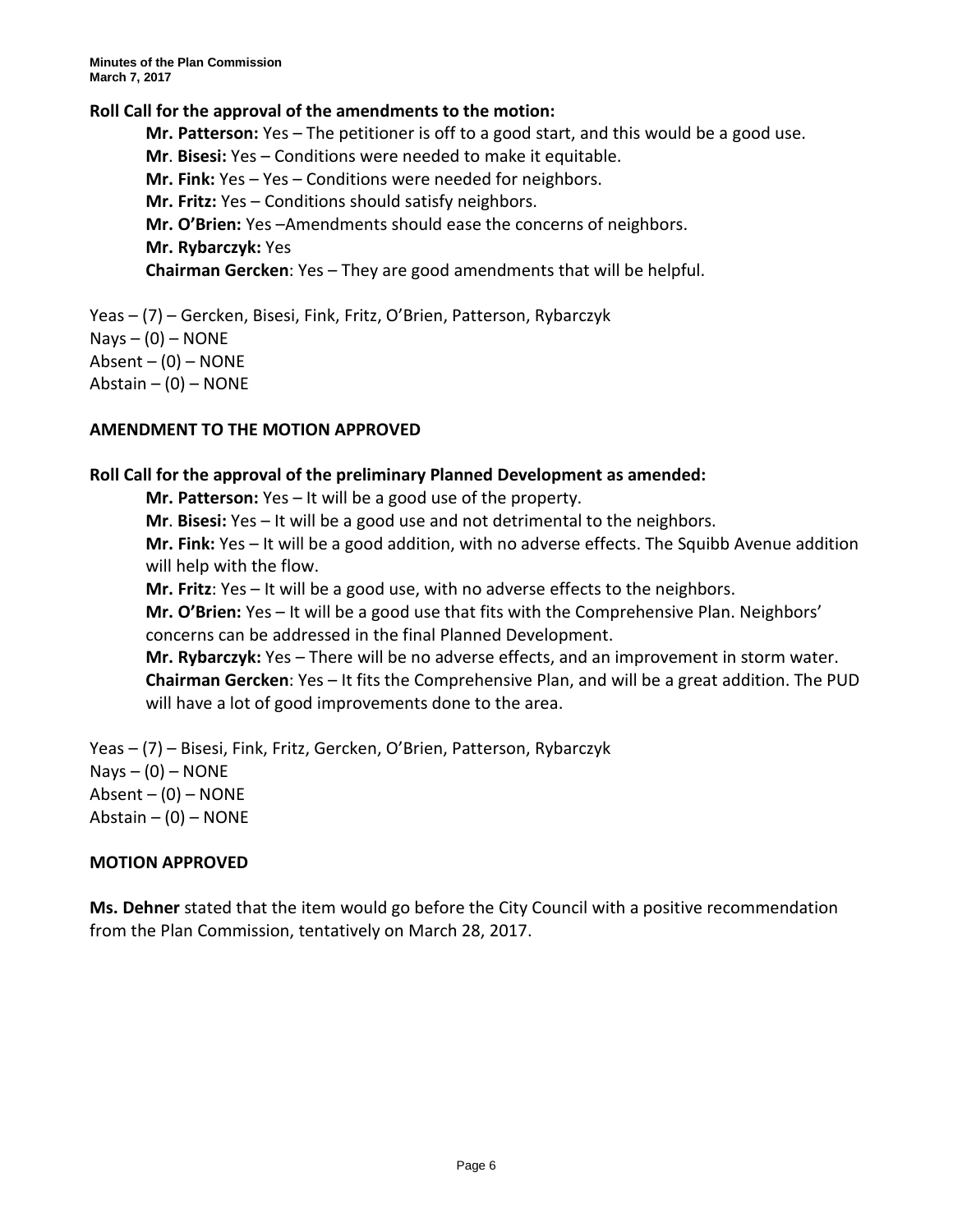**Roll Call for the approval of the amendments to the motion:**

**Mr. Patterson:** Yes – The petitioner is off to a good start, and this would be a good use.
**Mr**. **Bisesi:** Yes – Conditions were needed to make it equitable.
**Mr. Fink:** Yes – Yes – Conditions were needed for neighbors.
**Mr. Fritz:** Yes – Conditions should satisfy neighbors.
**Mr. O'Brien:** Yes –Amendments should ease the concerns of neighbors.
**Mr. Rybarczyk:** Yes
**Chairman Gercken**: Yes – They are good amendments that will be helpful.

Yeas – (7) – Gercken, Bisesi, Fink, Fritz, O'Brien, Patterson, Rybarczyk
Nays – (0) – NONE
Absent – (0) – NONE
Abstain – (0) – NONE

**AMENDMENT TO THE MOTION APPROVED**

**Roll Call for the approval of the preliminary Planned Development as amended:**

**Mr. Patterson:** Yes – It will be a good use of the property.
**Mr**. **Bisesi:** Yes – It will be a good use and not detrimental to the neighbors.
**Mr. Fink:** Yes – It will be a good addition, with no adverse effects. The Squibb Avenue addition will help with the flow.
**Mr. Fritz**: Yes – It will be a good use, with no adverse effects to the neighbors.
**Mr. O'Brien:** Yes – It will be a good use that fits with the Comprehensive Plan. Neighbors' concerns can be addressed in the final Planned Development.
**Mr. Rybarczyk:** Yes – There will be no adverse effects, and an improvement in storm water.
**Chairman Gercken**: Yes – It fits the Comprehensive Plan, and will be a great addition. The PUD will have a lot of good improvements done to the area.

Yeas – (7) – Bisesi, Fink, Fritz, Gercken, O'Brien, Patterson, Rybarczyk
Nays – (0) – NONE
Absent – (0) – NONE
Abstain – (0) – NONE

**MOTION APPROVED**

**Ms. Dehner** stated that the item would go before the City Council with a positive recommendation from the Plan Commission, tentatively on March 28, 2017.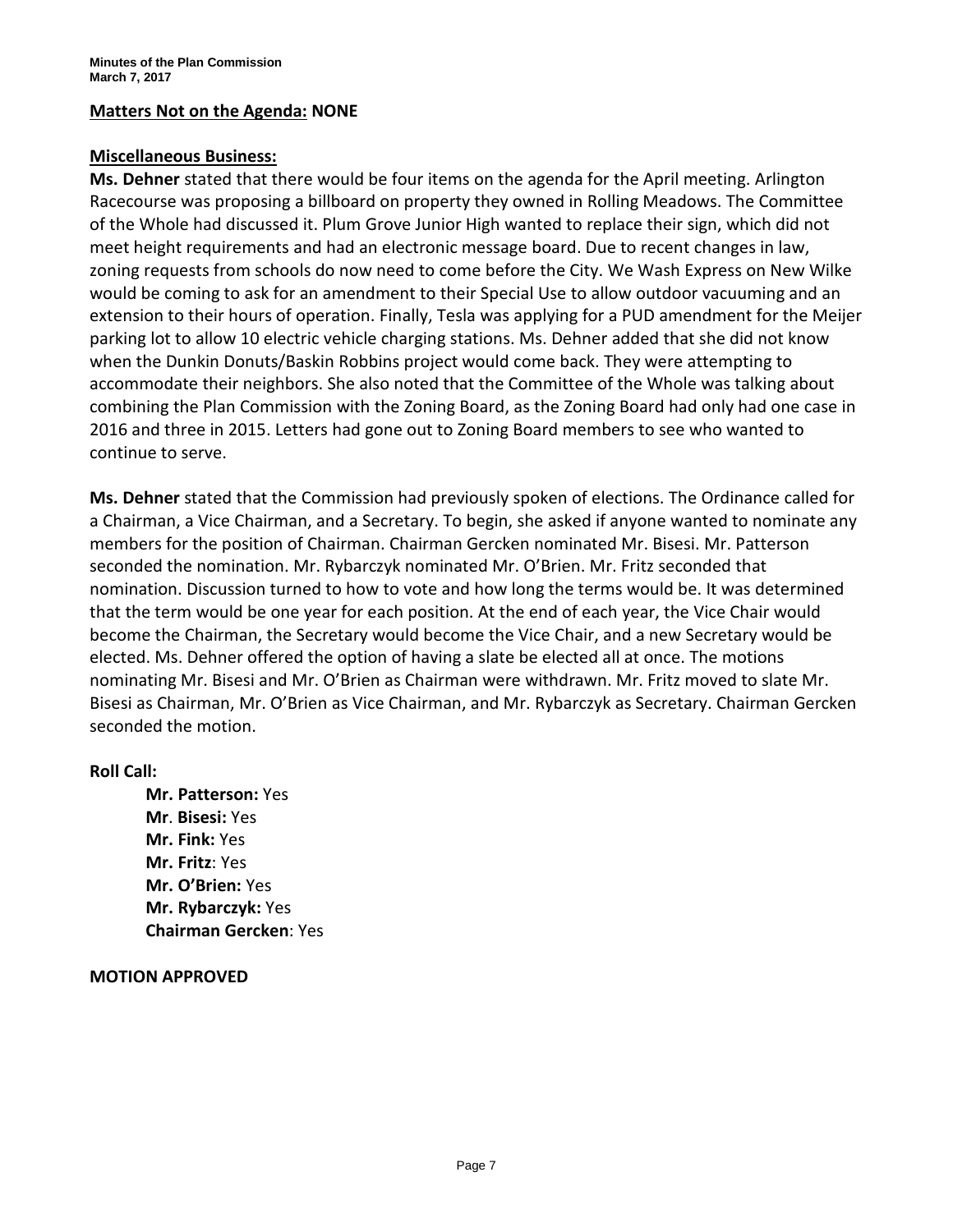**Matters Not on the Agenda: NONE**

**Miscellaneous Business:**

**Ms. Dehner** stated that there would be four items on the agenda for the April meeting. Arlington Racecourse was proposing a billboard on property they owned in Rolling Meadows. The Committee of the Whole had discussed it. Plum Grove Junior High wanted to replace their sign, which did not meet height requirements and had an electronic message board. Due to recent changes in law, zoning requests from schools do now need to come before the City. We Wash Express on New Wilke would be coming to ask for an amendment to their Special Use to allow outdoor vacuuming and an extension to their hours of operation. Finally, Tesla was applying for a PUD amendment for the Meijer parking lot to allow 10 electric vehicle charging stations. Ms. Dehner added that she did not know when the Dunkin Donuts/Baskin Robbins project would come back. They were attempting to accommodate their neighbors. She also noted that the Committee of the Whole was talking about combining the Plan Commission with the Zoning Board, as the Zoning Board had only had one case in 2016 and three in 2015. Letters had gone out to Zoning Board members to see who wanted to continue to serve.

**Ms. Dehner** stated that the Commission had previously spoken of elections. The Ordinance called for a Chairman, a Vice Chairman, and a Secretary. To begin, she asked if anyone wanted to nominate any members for the position of Chairman. Chairman Gercken nominated Mr. Bisesi. Mr. Patterson seconded the nomination. Mr. Rybarczyk nominated Mr. O'Brien. Mr. Fritz seconded that nomination. Discussion turned to how to vote and how long the terms would be. It was determined that the term would be one year for each position. At the end of each year, the Vice Chair would become the Chairman, the Secretary would become the Vice Chair, and a new Secretary would be elected. Ms. Dehner offered the option of having a slate be elected all at once. The motions nominating Mr. Bisesi and Mr. O'Brien as Chairman were withdrawn. Mr. Fritz moved to slate Mr. Bisesi as Chairman, Mr. O'Brien as Vice Chairman, and Mr. Rybarczyk as Secretary. Chairman Gercken seconded the motion.

**Roll Call:**

**Mr. Patterson:** Yes
**Mr. Bisesi:** Yes
**Mr. Fink:** Yes
**Mr. Fritz**: Yes
**Mr. O'Brien:** Yes
**Mr. Rybarczyk:** Yes
**Chairman Gercken**: Yes

**MOTION APPROVED**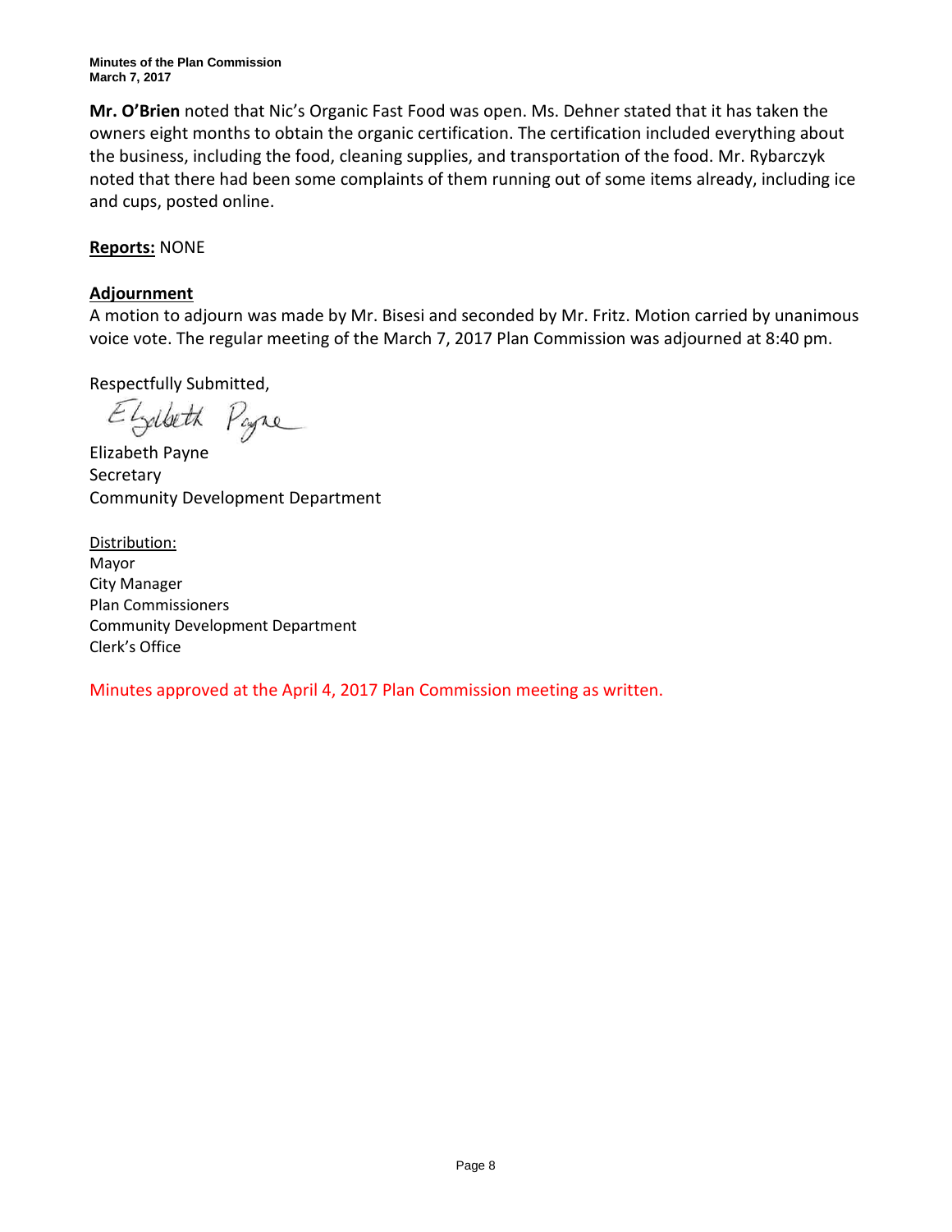**Mr. O'Brien** noted that Nic's Organic Fast Food was open. Ms. Dehner stated that it has taken the owners eight months to obtain the organic certification. The certification included everything about the business, including the food, cleaning supplies, and transportation of the food. Mr. Rybarczyk noted that there had been some complaints of them running out of some items already, including ice and cups, posted online.

**Reports:** NONE

**Adjournment**

A motion to adjourn was made by Mr. Bisesi and seconded by Mr. Fritz. Motion carried by unanimous voice vote. The regular meeting of the March 7, 2017 Plan Commission was adjourned at 8:40 pm.

Respectfully Submitted,

Elizabeth Payne
Secretary
Community Development Department

Distribution:
Mayor
City Manager
Plan Commissioners
Community Development Department
Clerk's Office

Minutes approved at the April 4, 2017 Plan Commission meeting as written.